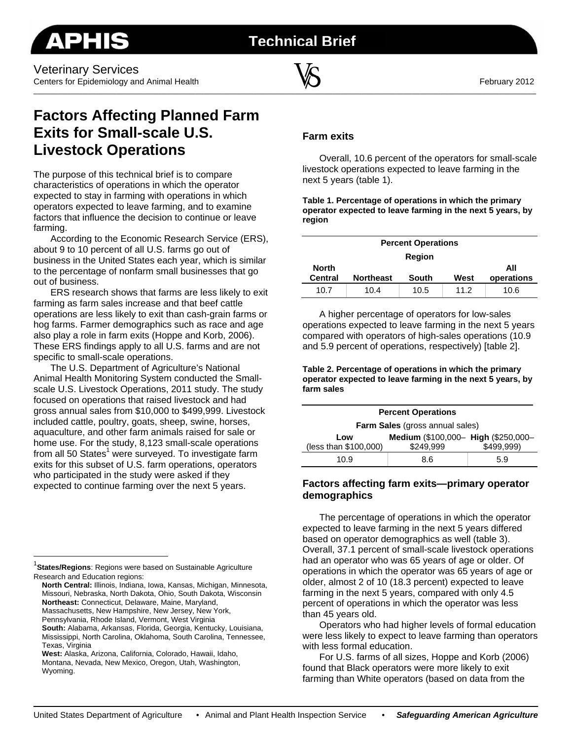# Factors Affecting Planned Farm Exits for Small-scale U.S. Livestock Operations

Veterinary Services
Centers for Epidemiology and Animal Health
February 2012

The purpose of this technical brief is to compare characteristics of operations in which the operator expected to stay in farming with operations in which operators expected to leave farming, and to examine factors that influence the decision to continue or leave farming.

According to the Economic Research Service (ERS), about 9 to 10 percent of all U.S. farms go out of business in the United States each year, which is similar to the percentage of nonfarm small businesses that go out of business.

ERS research shows that farms are less likely to exit farming as farm sales increase and that beef cattle operations are less likely to exit than cash-grain farms or hog farms. Farmer demographics such as race and age also play a role in farm exits (Hoppe and Korb, 2006). These ERS findings apply to all U.S. farms and are not specific to small-scale operations.

The U.S. Department of Agriculture's National Animal Health Monitoring System conducted the Small-scale U.S. Livestock Operations, 2011 study. The study focused on operations that raised livestock and had gross annual sales from $10,000 to $499,999. Livestock included cattle, poultry, goats, sheep, swine, horses, aquaculture, and other farm animals raised for sale or home use. For the study, 8,123 small-scale operations from all 50 States[1] were surveyed. To investigate farm exits for this subset of U.S. farm operations, operators who participated in the study were asked if they expected to continue farming over the next 5 years.

## Farm exits

Overall, 10.6 percent of the operators for small-scale livestock operations expected to leave farming in the next 5 years (table 1).

**Table 1. Percentage of operations in which the primary operator expected to leave farming in the next 5 years, by region**

| Percent Operations | | | | |
|---|---|---|---|---|
| Region | | | | |
| **North Central** | **Northeast** | **South** | **West** | **All operations** |
| 10.7 | 10.4 | 10.5 | 11.2 | 10.6 |

A higher percentage of operators for low-sales operations expected to leave farming in the next 5 years compared with operators of high-sales operations (10.9 and 5.9 percent of operations, respectively) [table 2].

**Table 2. Percentage of operations in which the primary operator expected to leave farming in the next 5 years, by farm sales**

| Percent Operations | | |
|---|---|---|
| **Farm Sales** (gross annual sales) | | |
| **Low** (less than $100,000) | **Medium** ($100,000–$249,999 | **High** ($250,000–$499,999) |
| 10.9 | 8.6 | 5.9 |

## Factors affecting farm exits—primary operator demographics

The percentage of operations in which the operator expected to leave farming in the next 5 years differed based on operator demographics as well (table 3). Overall, 37.1 percent of small-scale livestock operations had an operator who was 65 years of age or older. Of operations in which the operator was 65 years of age or older, almost 2 of 10 (18.3 percent) expected to leave farming in the next 5 years, compared with only 4.5 percent of operations in which the operator was less than 45 years old.

Operators who had higher levels of formal education were less likely to expect to leave farming than operators with less formal education.

For U.S. farms of all sizes, Hoppe and Korb (2006) found that Black operators were more likely to exit farming than White operators (based on data from the

---

[1] **States/Regions**: Regions were based on Sustainable Agriculture Research and Education regions:
**North Central:** Illinois, Indiana, Iowa, Kansas, Michigan, Minnesota, Missouri, Nebraska, North Dakota, Ohio, South Dakota, Wisconsin
**Northeast:** Connecticut, Delaware, Maine, Maryland, Massachusetts, New Hampshire, New Jersey, New York, Pennsylvania, Rhode Island, Vermont, West Virginia
**South:** Alabama, Arkansas, Florida, Georgia, Kentucky, Louisiana, Mississippi, North Carolina, Oklahoma, South Carolina, Tennessee, Texas, Virginia
**West:** Alaska, Arizona, California, Colorado, Hawaii, Idaho, Montana, Nevada, New Mexico, Oregon, Utah, Washington, Wyoming.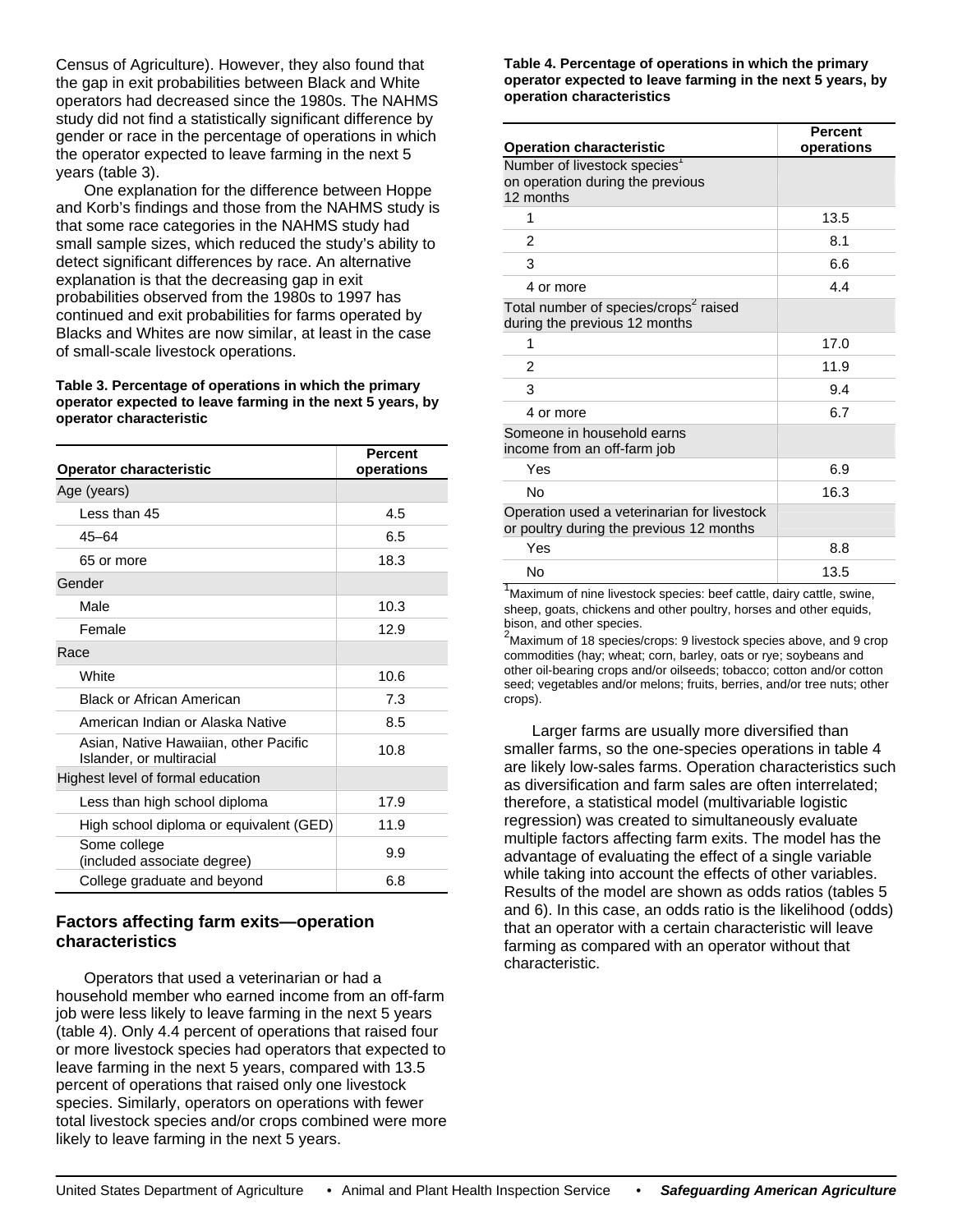Census of Agriculture). However, they also found that the gap in exit probabilities between Black and White operators had decreased since the 1980s. The NAHMS study did not find a statistically significant difference by gender or race in the percentage of operations in which the operator expected to leave farming in the next 5 years (table 3).

One explanation for the difference between Hoppe and Korb's findings and those from the NAHMS study is that some race categories in the NAHMS study had small sample sizes, which reduced the study's ability to detect significant differences by race. An alternative explanation is that the decreasing gap in exit probabilities observed from the 1980s to 1997 has continued and exit probabilities for farms operated by Blacks and Whites are now similar, at least in the case of small-scale livestock operations.

**Table 3. Percentage of operations in which the primary operator expected to leave farming in the next 5 years, by operator characteristic**

| Operator characteristic | Percent operations |
|---|---|
| Age (years) | |
| Less than 45 | 4.5 |
| 45–64 | 6.5 |
| 65 or more | 18.3 |
| Gender | |
| Male | 10.3 |
| Female | 12.9 |
| Race | |
| White | 10.6 |
| Black or African American | 7.3 |
| American Indian or Alaska Native | 8.5 |
| Asian, Native Hawaiian, other Pacific Islander, or multiracial | 10.8 |
| Highest level of formal education | |
| Less than high school diploma | 17.9 |
| High school diploma or equivalent (GED) | 11.9 |
| Some college (included associate degree) | 9.9 |
| College graduate and beyond | 6.8 |

## Factors affecting farm exits—operation characteristics

Operators that used a veterinarian or had a household member who earned income from an off-farm job were less likely to leave farming in the next 5 years (table 4). Only 4.4 percent of operations that raised four or more livestock species had operators that expected to leave farming in the next 5 years, compared with 13.5 percent of operations that raised only one livestock species. Similarly, operators on operations with fewer total livestock species and/or crops combined were more likely to leave farming in the next 5 years.

**Table 4. Percentage of operations in which the primary operator expected to leave farming in the next 5 years, by operation characteristics**

| Operation characteristic | Percent operations |
|---|---|
| Number of livestock species[1] on operation during the previous 12 months | |
| 1 | 13.5 |
| 2 | 8.1 |
| 3 | 6.6 |
| 4 or more | 4.4 |
| Total number of species/crops[2] raised during the previous 12 months | |
| 1 | 17.0 |
| 2 | 11.9 |
| 3 | 9.4 |
| 4 or more | 6.7 |
| Someone in household earns income from an off-farm job | |
| Yes | 6.9 |
| No | 16.3 |
| Operation used a veterinarian for livestock or poultry during the previous 12 months | |
| Yes | 8.8 |
| No | 13.5 |

[1]Maximum of nine livestock species: beef cattle, dairy cattle, swine, sheep, goats, chickens and other poultry, horses and other equids, bison, and other species.

[2]Maximum of 18 species/crops: 9 livestock species above, and 9 crop commodities (hay; wheat; corn, barley, oats or rye; soybeans and other oil-bearing crops and/or oilseeds; tobacco; cotton and/or cotton seed; vegetables and/or melons; fruits, berries, and/or tree nuts; other crops).

Larger farms are usually more diversified than smaller farms, so the one-species operations in table 4 are likely low-sales farms. Operation characteristics such as diversification and farm sales are often interrelated; therefore, a statistical model (multivariable logistic regression) was created to simultaneously evaluate multiple factors affecting farm exits. The model has the advantage of evaluating the effect of a single variable while taking into account the effects of other variables. Results of the model are shown as odds ratios (tables 5 and 6). In this case, an odds ratio is the likelihood (odds) that an operator with a certain characteristic will leave farming as compared with an operator without that characteristic.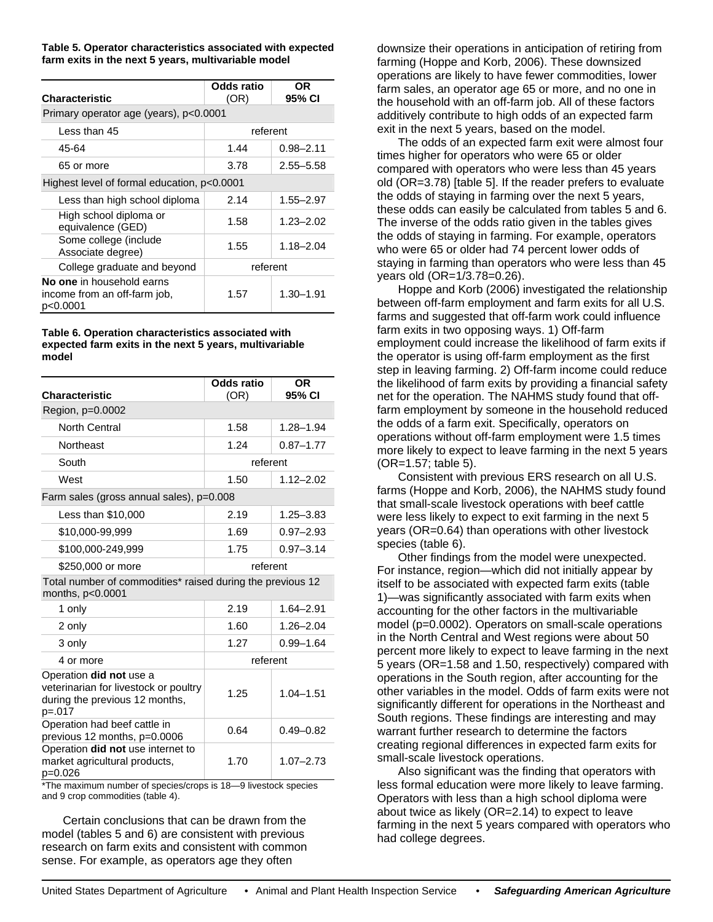**Table 5. Operator characteristics associated with expected farm exits in the next 5 years, multivariable model**

| Characteristic | Odds ratio (OR) | OR 95% CI |
|---|---|---|
| Primary operator age (years), p<0.0001 | | |
| Less than 45 | referent | |
| 45-64 | 1.44 | 0.98–2.11 |
| 65 or more | 3.78 | 2.55–5.58 |
| Highest level of formal education, p<0.0001 | | |
| Less than high school diploma | 2.14 | 1.55–2.97 |
| High school diploma or equivalence (GED) | 1.58 | 1.23–2.02 |
| Some college (include Associate degree) | 1.55 | 1.18–2.04 |
| College graduate and beyond | referent | |
| **No one** in household earns income from an off-farm job, p<0.0001 | 1.57 | 1.30–1.91 |

**Table 6. Operation characteristics associated with expected farm exits in the next 5 years, multivariable model**

| Characteristic | Odds ratio (OR) | OR 95% CI |
|---|---|---|
| Region, p=0.0002 | | |
| North Central | 1.58 | 1.28–1.94 |
| Northeast | 1.24 | 0.87–1.77 |
| South | referent | |
| West | 1.50 | 1.12–2.02 |
| Farm sales (gross annual sales), p=0.008 | | |
| Less than $10,000 | 2.19 | 1.25–3.83 |
| $10,000-99,999 | 1.69 | 0.97–2.93 |
| $100,000-249,999 | 1.75 | 0.97–3.14 |
| $250,000 or more | referent | |
| Total number of commodities* raised during the previous 12 months, p<0.0001 | | |
| 1 only | 2.19 | 1.64–2.91 |
| 2 only | 1.60 | 1.26–2.04 |
| 3 only | 1.27 | 0.99–1.64 |
| 4 or more | referent | |
| Operation **did not** use a veterinarian for livestock or poultry during the previous 12 months, p=.017 | 1.25 | 1.04–1.51 |
| Operation had beef cattle in previous 12 months, p=0.0006 | 0.64 | 0.49–0.82 |
| Operation **did not** use internet to market agricultural products, p=0.026 | 1.70 | 1.07–2.73 |

*The maximum number of species/crops is 18—9 livestock species and 9 crop commodities (table 4).

Certain conclusions that can be drawn from the model (tables 5 and 6) are consistent with previous research on farm exits and consistent with common sense. For example, as operators age they often downsize their operations in anticipation of retiring from farming (Hoppe and Korb, 2006). These downsized operations are likely to have fewer commodities, lower farm sales, an operator age 65 or more, and no one in the household with an off-farm job. All of these factors additively contribute to high odds of an expected farm exit in the next 5 years, based on the model.

The odds of an expected farm exit were almost four times higher for operators who were 65 or older compared with operators who were less than 45 years old (OR=3.78) [table 5]. If the reader prefers to evaluate the odds of staying in farming over the next 5 years, these odds can easily be calculated from tables 5 and 6. The inverse of the odds ratio given in the tables gives the odds of staying in farming. For example, operators who were 65 or older had 74 percent lower odds of staying in farming than operators who were less than 45 years old (OR=1/3.78=0.26).

Hoppe and Korb (2006) investigated the relationship between off-farm employment and farm exits for all U.S. farms and suggested that off-farm work could influence farm exits in two opposing ways. 1) Off-farm employment could increase the likelihood of farm exits if the operator is using off-farm employment as the first step in leaving farming. 2) Off-farm income could reduce the likelihood of farm exits by providing a financial safety net for the operation. The NAHMS study found that off-farm employment by someone in the household reduced the odds of a farm exit. Specifically, operators on operations without off-farm employment were 1.5 times more likely to expect to leave farming in the next 5 years (OR=1.57; table 5).

Consistent with previous ERS research on all U.S. farms (Hoppe and Korb, 2006), the NAHMS study found that small-scale livestock operations with beef cattle were less likely to expect to exit farming in the next 5 years (OR=0.64) than operations with other livestock species (table 6).

Other findings from the model were unexpected. For instance, region—which did not initially appear by itself to be associated with expected farm exits (table 1)—was significantly associated with farm exits when accounting for the other factors in the multivariable model (p=0.0002). Operators on small-scale operations in the North Central and West regions were about 50 percent more likely to expect to leave farming in the next 5 years (OR=1.58 and 1.50, respectively) compared with operations in the South region, after accounting for the other variables in the model. Odds of farm exits were not significantly different for operations in the Northeast and South regions. These findings are interesting and may warrant further research to determine the factors creating regional differences in expected farm exits for small-scale livestock operations.

Also significant was the finding that operators with less formal education were more likely to leave farming. Operators with less than a high school diploma were about twice as likely (OR=2.14) to expect to leave farming in the next 5 years compared with operators who had college degrees.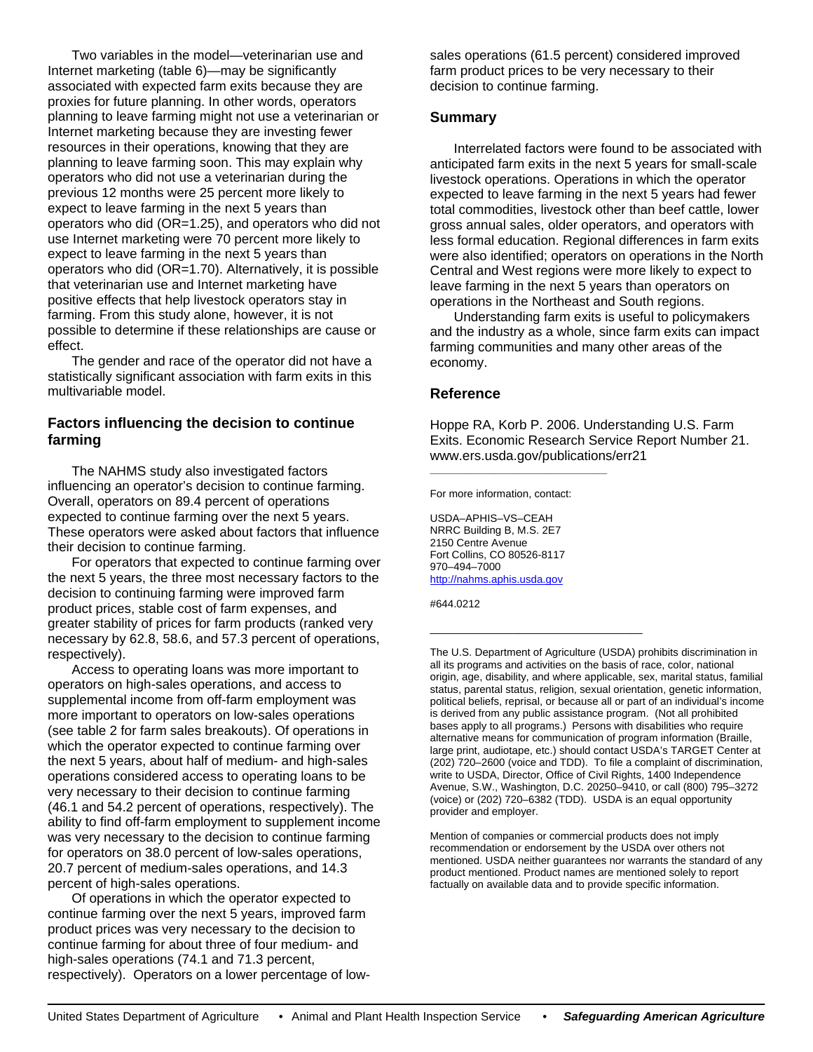Two variables in the model—veterinarian use and Internet marketing (table 6)—may be significantly associated with expected farm exits because they are proxies for future planning. In other words, operators planning to leave farming might not use a veterinarian or Internet marketing because they are investing fewer resources in their operations, knowing that they are planning to leave farming soon. This may explain why operators who did not use a veterinarian during the previous 12 months were 25 percent more likely to expect to leave farming in the next 5 years than operators who did (OR=1.25), and operators who did not use Internet marketing were 70 percent more likely to expect to leave farming in the next 5 years than operators who did (OR=1.70). Alternatively, it is possible that veterinarian use and Internet marketing have positive effects that help livestock operators stay in farming. From this study alone, however, it is not possible to determine if these relationships are cause or effect.

The gender and race of the operator did not have a statistically significant association with farm exits in this multivariable model.

## Factors influencing the decision to continue farming

The NAHMS study also investigated factors influencing an operator's decision to continue farming. Overall, operators on 89.4 percent of operations expected to continue farming over the next 5 years. These operators were asked about factors that influence their decision to continue farming.

For operators that expected to continue farming over the next 5 years, the three most necessary factors to the decision to continuing farming were improved farm product prices, stable cost of farm expenses, and greater stability of prices for farm products (ranked very necessary by 62.8, 58.6, and 57.3 percent of operations, respectively).

Access to operating loans was more important to operators on high-sales operations, and access to supplemental income from off-farm employment was more important to operators on low-sales operations (see table 2 for farm sales breakouts). Of operations in which the operator expected to continue farming over the next 5 years, about half of medium- and high-sales operations considered access to operating loans to be very necessary to their decision to continue farming (46.1 and 54.2 percent of operations, respectively). The ability to find off-farm employment to supplement income was very necessary to the decision to continue farming for operators on 38.0 percent of low-sales operations, 20.7 percent of medium-sales operations, and 14.3 percent of high-sales operations.

Of operations in which the operator expected to continue farming over the next 5 years, improved farm product prices was very necessary to the decision to continue farming for about three of four medium- and high-sales operations (74.1 and 71.3 percent, respectively). Operators on a lower percentage of low-sales operations (61.5 percent) considered improved farm product prices to be very necessary to their decision to continue farming.

## Summary

Interrelated factors were found to be associated with anticipated farm exits in the next 5 years for small-scale livestock operations. Operations in which the operator expected to leave farming in the next 5 years had fewer total commodities, livestock other than beef cattle, lower gross annual sales, older operators, and operators with less formal education. Regional differences in farm exits were also identified; operators on operations in the North Central and West regions were more likely to expect to leave farming in the next 5 years than operators on operations in the Northeast and South regions.

Understanding farm exits is useful to policymakers and the industry as a whole, since farm exits can impact farming communities and many other areas of the economy.

## Reference

Hoppe RA, Korb P. 2006. Understanding U.S. Farm Exits. Economic Research Service Report Number 21. www.ers.usda.gov/publications/err21

---

For more information, contact:

USDA–APHIS–VS–CEAH
NRRC Building B, M.S. 2E7
2150 Centre Avenue
Fort Collins, CO 80526-8117
970–494–7000
http://nahms.aphis.usda.gov

#644.0212

---

The U.S. Department of Agriculture (USDA) prohibits discrimination in all its programs and activities on the basis of race, color, national origin, age, disability, and where applicable, sex, marital status, familial status, parental status, religion, sexual orientation, genetic information, political beliefs, reprisal, or because all or part of an individual's income is derived from any public assistance program. (Not all prohibited bases apply to all programs.) Persons with disabilities who require alternative means for communication of program information (Braille, large print, audiotape, etc.) should contact USDA's TARGET Center at (202) 720–2600 (voice and TDD). To file a complaint of discrimination, write to USDA, Director, Office of Civil Rights, 1400 Independence Avenue, S.W., Washington, D.C. 20250–9410, or call (800) 795–3272 (voice) or (202) 720–6382 (TDD). USDA is an equal opportunity provider and employer.

Mention of companies or commercial products does not imply recommendation or endorsement by the USDA over others not mentioned. USDA neither guarantees nor warrants the standard of any product mentioned. Product names are mentioned solely to report factually on available data and to provide specific information.